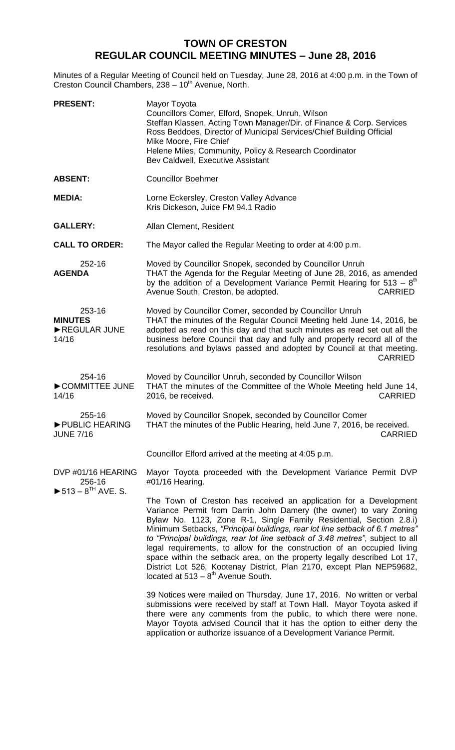# TOWN OF CRESTON
## REGULAR COUNCIL MEETING MINUTES – June 28, 2016

Minutes of a Regular Meeting of Council held on Tuesday, June 28, 2016 at 4:00 p.m. in the Town of Creston Council Chambers, 238 – 10th Avenue, North.

**PRESENT:** Mayor Toyota
Councillors Comer, Elford, Snopek, Unruh, Wilson
Steffan Klassen, Acting Town Manager/Dir. of Finance & Corp. Services
Ross Beddoes, Director of Municipal Services/Chief Building Official
Mike Moore, Fire Chief
Helene Miles, Community, Policy & Research Coordinator
Bev Caldwell, Executive Assistant

**ABSENT:** Councillor Boehmer

**MEDIA:** Lorne Eckersley, Creston Valley Advance
Kris Dickeson, Juice FM 94.1 Radio

**GALLERY:** Allan Clement, Resident

**CALL TO ORDER:** The Mayor called the Regular Meeting to order at 4:00 p.m.

252-16
**AGENDA**

Moved by Councillor Snopek, seconded by Councillor Unruh
THAT the Agenda for the Regular Meeting of June 28, 2016, as amended by the addition of a Development Variance Permit Hearing for 513 – 8th Avenue South, Creston, be adopted. CARRIED

253-16
**MINUTES**
►REGULAR JUNE 14/16

Moved by Councillor Comer, seconded by Councillor Unruh
THAT the minutes of the Regular Council Meeting held June 14, 2016, be adopted as read on this day and that such minutes as read set out all the business before Council that day and fully and properly record all of the resolutions and bylaws passed and adopted by Council at that meeting. CARRIED

254-16
►COMMITTEE JUNE 14/16

Moved by Councillor Unruh, seconded by Councillor Wilson
THAT the minutes of the Committee of the Whole Meeting held June 14, 2016, be received. CARRIED

255-16
►PUBLIC HEARING JUNE 7/16

Moved by Councillor Snopek, seconded by Councillor Comer
THAT the minutes of the Public Hearing, held June 7, 2016, be received. CARRIED

Councillor Elford arrived at the meeting at 4:05 p.m.

DVP #01/16 HEARING
256-16
►513 – 8TH AVE. S.

Mayor Toyota proceeded with the Development Variance Permit DVP #01/16 Hearing.

The Town of Creston has received an application for a Development Variance Permit from Darrin John Damery (the owner) to vary Zoning Bylaw No. 1123, Zone R-1, Single Family Residential, Section 2.8.i) Minimum Setbacks, *"Principal buildings, rear lot line setback of 6.1 metres"* to *"Principal buildings, rear lot line setback of 3.48 metres"*, subject to all legal requirements, to allow for the construction of an occupied living space within the setback area, on the property legally described Lot 17, District Lot 526, Kootenay District, Plan 2170, except Plan NEP59682, located at 513 – 8th Avenue South.

39 Notices were mailed on Thursday, June 17, 2016. No written or verbal submissions were received by staff at Town Hall. Mayor Toyota asked if there were any comments from the public, to which there were none. Mayor Toyota advised Council that it has the option to either deny the application or authorize issuance of a Development Variance Permit.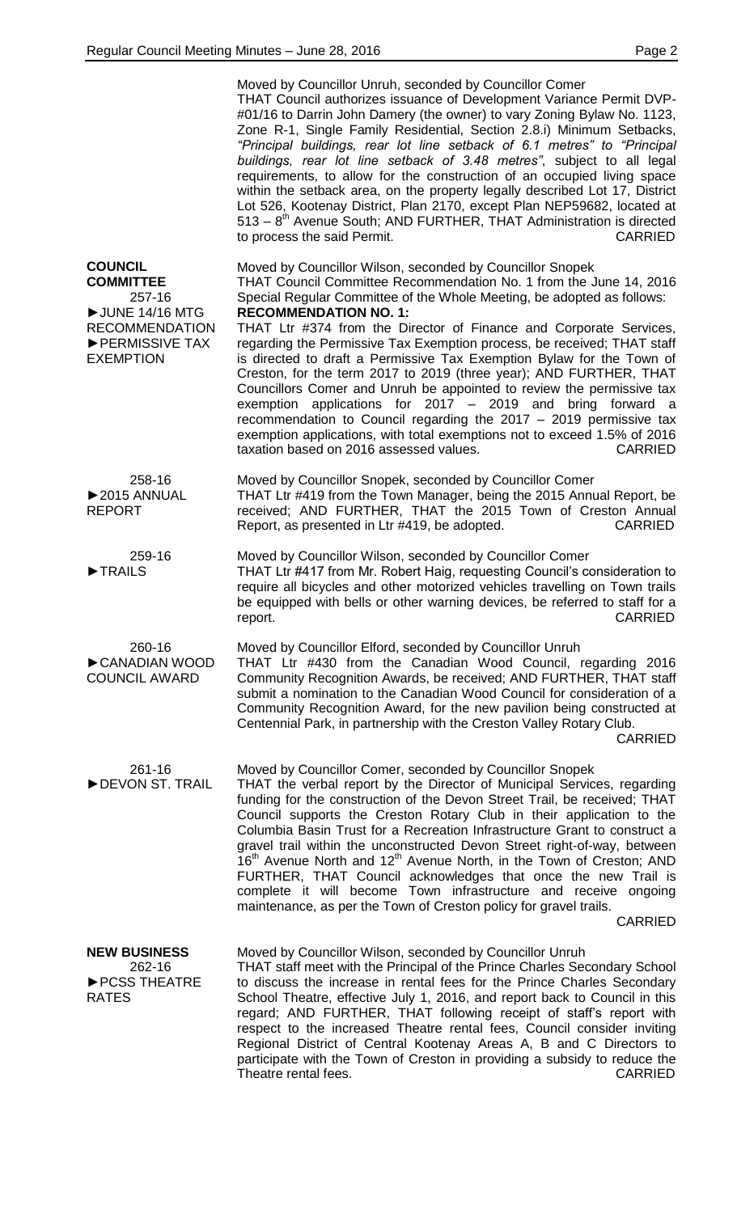Moved by Councillor Unruh, seconded by Councillor Comer
THAT Council authorizes issuance of Development Variance Permit DVP-#01/16 to Darrin John Damery (the owner) to vary Zoning Bylaw No. 1123, Zone R-1, Single Family Residential, Section 2.8.i) Minimum Setbacks, *"Principal buildings, rear lot line setback of 6.1 metres"* to *"Principal buildings, rear lot line setback of 3.48 metres"*, subject to all legal requirements, to allow for the construction of an occupied living space within the setback area, on the property legally described Lot 17, District Lot 526, Kootenay District, Plan 2170, except Plan NEP59682, located at 513 – 8th Avenue South; AND FURTHER, THAT Administration is directed to process the said Permit. CARRIED

**COUNCIL COMMITTEE**

257-16
►JUNE 14/16 MTG RECOMMENDATION
►PERMISSIVE TAX EXEMPTION

Moved by Councillor Wilson, seconded by Councillor Snopek
THAT Council Committee Recommendation No. 1 from the June 14, 2016 Special Regular Committee of the Whole Meeting, be adopted as follows:
**RECOMMENDATION NO. 1:**
THAT Ltr #374 from the Director of Finance and Corporate Services, regarding the Permissive Tax Exemption process, be received; THAT staff is directed to draft a Permissive Tax Exemption Bylaw for the Town of Creston, for the term 2017 to 2019 (three year); AND FURTHER, THAT Councillors Comer and Unruh be appointed to review the permissive tax exemption applications for 2017 – 2019 and bring forward a recommendation to Council regarding the 2017 – 2019 permissive tax exemption applications, with total exemptions not to exceed 1.5% of 2016 taxation based on 2016 assessed values. CARRIED

258-16
►2015 ANNUAL REPORT

Moved by Councillor Snopek, seconded by Councillor Comer
THAT Ltr #419 from the Town Manager, being the 2015 Annual Report, be received; AND FURTHER, THAT the 2015 Town of Creston Annual Report, as presented in Ltr #419, be adopted. CARRIED

259-16
►TRAILS

Moved by Councillor Wilson, seconded by Councillor Comer
THAT Ltr #417 from Mr. Robert Haig, requesting Council's consideration to require all bicycles and other motorized vehicles travelling on Town trails be equipped with bells or other warning devices, be referred to staff for a report. CARRIED

260-16
►CANADIAN WOOD COUNCIL AWARD

Moved by Councillor Elford, seconded by Councillor Unruh
THAT Ltr #430 from the Canadian Wood Council, regarding 2016 Community Recognition Awards, be received; AND FURTHER, THAT staff submit a nomination to the Canadian Wood Council for consideration of a Community Recognition Award, for the new pavilion being constructed at Centennial Park, in partnership with the Creston Valley Rotary Club. CARRIED

261-16
►DEVON ST. TRAIL

Moved by Councillor Comer, seconded by Councillor Snopek
THAT the verbal report by the Director of Municipal Services, regarding funding for the construction of the Devon Street Trail, be received; THAT Council supports the Creston Rotary Club in their application to the Columbia Basin Trust for a Recreation Infrastructure Grant to construct a gravel trail within the unconstructed Devon Street right-of-way, between 16th Avenue North and 12th Avenue North, in the Town of Creston; AND FURTHER, THAT Council acknowledges that once the new Trail is complete it will become Town infrastructure and receive ongoing maintenance, as per the Town of Creston policy for gravel trails. CARRIED

**NEW BUSINESS**

262-16
►PCSS THEATRE RATES

Moved by Councillor Wilson, seconded by Councillor Unruh
THAT staff meet with the Principal of the Prince Charles Secondary School to discuss the increase in rental fees for the Prince Charles Secondary School Theatre, effective July 1, 2016, and report back to Council in this regard; AND FURTHER, THAT following receipt of staff's report with respect to the increased Theatre rental fees, Council consider inviting Regional District of Central Kootenay Areas A, B and C Directors to participate with the Town of Creston in providing a subsidy to reduce the Theatre rental fees. CARRIED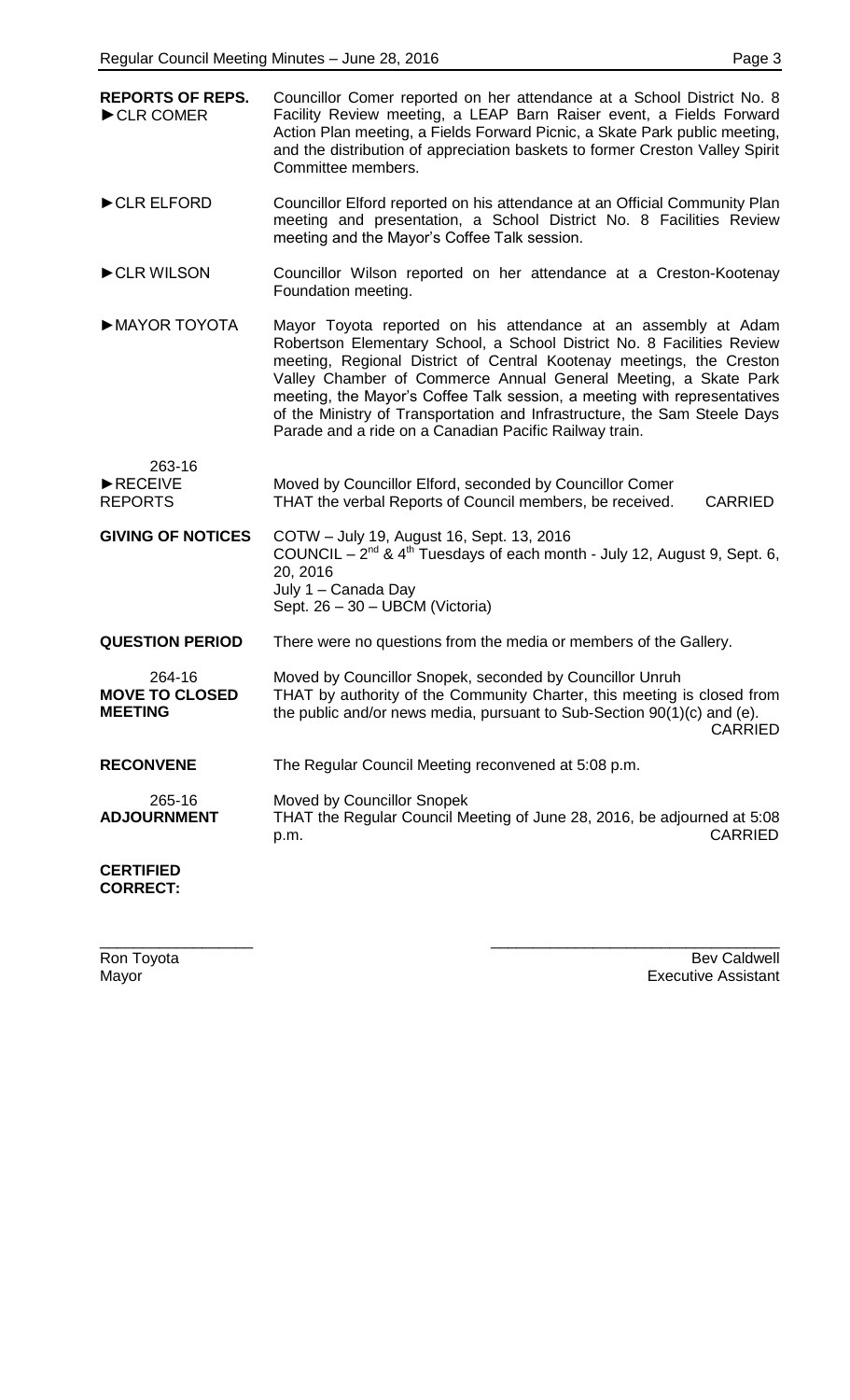**REPORTS OF REPS.**
►CLR COMER

Councillor Comer reported on her attendance at a School District No. 8 Facility Review meeting, a LEAP Barn Raiser event, a Fields Forward Action Plan meeting, a Fields Forward Picnic, a Skate Park public meeting, and the distribution of appreciation baskets to former Creston Valley Spirit Committee members.

►CLR ELFORD

Councillor Elford reported on his attendance at an Official Community Plan meeting and presentation, a School District No. 8 Facilities Review meeting and the Mayor's Coffee Talk session.

►CLR WILSON

Councillor Wilson reported on her attendance at a Creston-Kootenay Foundation meeting.

►MAYOR TOYOTA

Mayor Toyota reported on his attendance at an assembly at Adam Robertson Elementary School, a School District No. 8 Facilities Review meeting, Regional District of Central Kootenay meetings, the Creston Valley Chamber of Commerce Annual General Meeting, a Skate Park meeting, the Mayor's Coffee Talk session, a meeting with representatives of the Ministry of Transportation and Infrastructure, the Sam Steele Days Parade and a ride on a Canadian Pacific Railway train.

263-16
►RECEIVE REPORTS

Moved by Councillor Elford, seconded by Councillor Comer
THAT the verbal Reports of Council members, be received. CARRIED

**GIVING OF NOTICES**

COTW – July 19, August 16, Sept. 13, 2016
COUNCIL – 2nd & 4th Tuesdays of each month - July 12, August 9, Sept. 6, 20, 2016
July 1 – Canada Day
Sept. 26 – 30 – UBCM (Victoria)

**QUESTION PERIOD**

There were no questions from the media or members of the Gallery.

264-16
**MOVE TO CLOSED MEETING**

Moved by Councillor Snopek, seconded by Councillor Unruh
THAT by authority of the Community Charter, this meeting is closed from the public and/or news media, pursuant to Sub-Section 90(1)(c) and (e). CARRIED

**RECONVENE**

The Regular Council Meeting reconvened at 5:08 p.m.

265-16
**ADJOURNMENT**

Moved by Councillor Snopek
THAT the Regular Council Meeting of June 28, 2016, be adjourned at 5:08 p.m. CARRIED

**CERTIFIED CORRECT:**

\_\_\_\_\_\_\_\_\_\_\_\_\_\_\_\_\_\_\_\_
Ron Toyota
Mayor

\_\_\_\_\_\_\_\_\_\_\_\_\_\_\_\_\_\_\_\_
Bev Caldwell
Executive Assistant